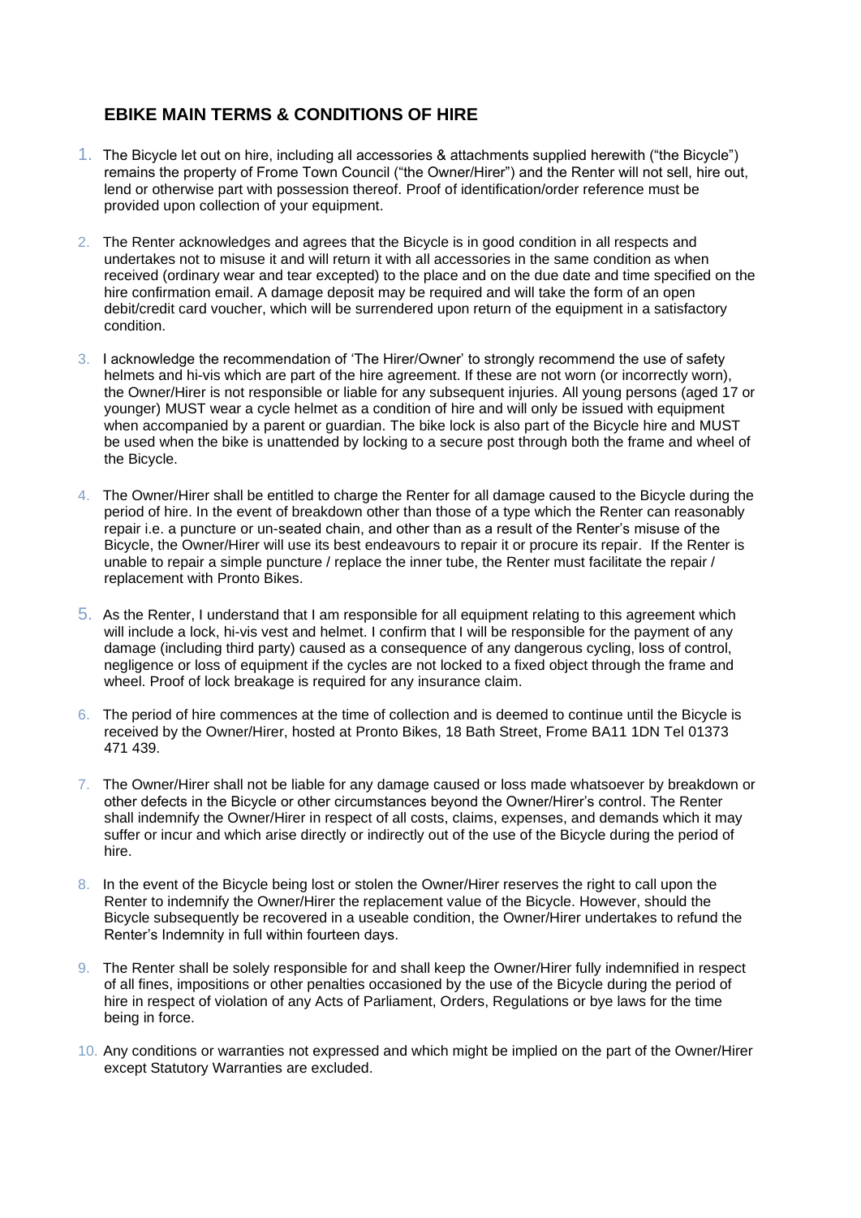## EBIKE MAIN TERMS & CONDITIONS OF HIRE

1. The Bicycle let out on hire, including all accessories & attachments supplied herewith ("the Bicycle") remains the property of Frome Town Council ("the Owner/Hirer") and the Renter will not sell, hire out, lend or otherwise part with possession thereof. Proof of identification/order reference must be provided upon collection of your equipment.

2. The Renter acknowledges and agrees that the Bicycle is in good condition in all respects and undertakes not to misuse it and will return it with all accessories in the same condition as when received (ordinary wear and tear excepted) to the place and on the due date and time specified on the hire confirmation email. A damage deposit may be required and will take the form of an open debit/credit card voucher, which will be surrendered upon return of the equipment in a satisfactory condition.

3. I acknowledge the recommendation of 'The Hirer/Owner' to strongly recommend the use of safety helmets and hi-vis which are part of the hire agreement. If these are not worn (or incorrectly worn), the Owner/Hirer is not responsible or liable for any subsequent injuries. All young persons (aged 17 or younger) MUST wear a cycle helmet as a condition of hire and will only be issued with equipment when accompanied by a parent or guardian. The bike lock is also part of the Bicycle hire and MUST be used when the bike is unattended by locking to a secure post through both the frame and wheel of the Bicycle.

4. The Owner/Hirer shall be entitled to charge the Renter for all damage caused to the Bicycle during the period of hire. In the event of breakdown other than those of a type which the Renter can reasonably repair i.e. a puncture or un-seated chain, and other than as a result of the Renter's misuse of the Bicycle, the Owner/Hirer will use its best endeavours to repair it or procure its repair. If the Renter is unable to repair a simple puncture / replace the inner tube, the Renter must facilitate the repair / replacement with Pronto Bikes.

5. As the Renter, I understand that I am responsible for all equipment relating to this agreement which will include a lock, hi-vis vest and helmet. I confirm that I will be responsible for the payment of any damage (including third party) caused as a consequence of any dangerous cycling, loss of control, negligence or loss of equipment if the cycles are not locked to a fixed object through the frame and wheel. Proof of lock breakage is required for any insurance claim.

6. The period of hire commences at the time of collection and is deemed to continue until the Bicycle is received by the Owner/Hirer, hosted at Pronto Bikes, 18 Bath Street, Frome BA11 1DN Tel 01373 471 439.

7. The Owner/Hirer shall not be liable for any damage caused or loss made whatsoever by breakdown or other defects in the Bicycle or other circumstances beyond the Owner/Hirer's control. The Renter shall indemnify the Owner/Hirer in respect of all costs, claims, expenses, and demands which it may suffer or incur and which arise directly or indirectly out of the use of the Bicycle during the period of hire.

8. In the event of the Bicycle being lost or stolen the Owner/Hirer reserves the right to call upon the Renter to indemnify the Owner/Hirer the replacement value of the Bicycle. However, should the Bicycle subsequently be recovered in a useable condition, the Owner/Hirer undertakes to refund the Renter's Indemnity in full within fourteen days.

9. The Renter shall be solely responsible for and shall keep the Owner/Hirer fully indemnified in respect of all fines, impositions or other penalties occasioned by the use of the Bicycle during the period of hire in respect of violation of any Acts of Parliament, Orders, Regulations or bye laws for the time being in force.

10. Any conditions or warranties not expressed and which might be implied on the part of the Owner/Hirer except Statutory Warranties are excluded.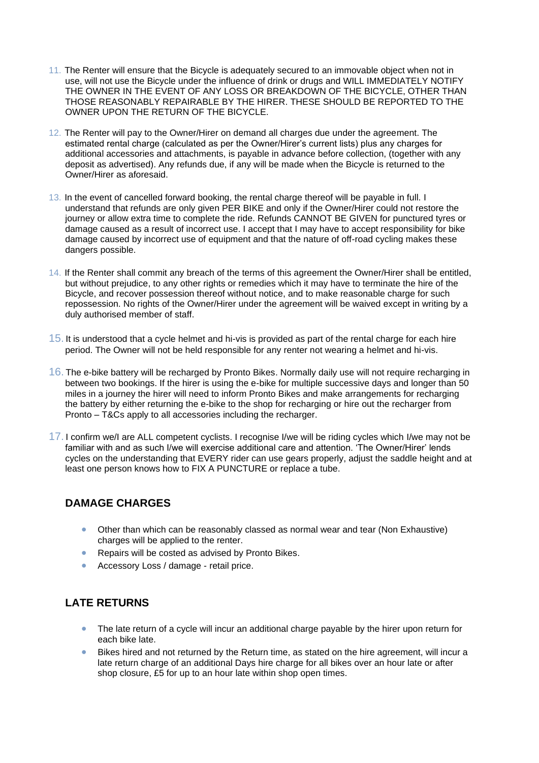11. The Renter will ensure that the Bicycle is adequately secured to an immovable object when not in use, will not use the Bicycle under the influence of drink or drugs and WILL IMMEDIATELY NOTIFY THE OWNER IN THE EVENT OF ANY LOSS OR BREAKDOWN OF THE BICYCLE, OTHER THAN THOSE REASONABLY REPAIRABLE BY THE HIRER. THESE SHOULD BE REPORTED TO THE OWNER UPON THE RETURN OF THE BICYCLE.

12. The Renter will pay to the Owner/Hirer on demand all charges due under the agreement. The estimated rental charge (calculated as per the Owner/Hirer's current lists) plus any charges for additional accessories and attachments, is payable in advance before collection, (together with any deposit as advertised). Any refunds due, if any will be made when the Bicycle is returned to the Owner/Hirer as aforesaid.

13. In the event of cancelled forward booking, the rental charge thereof will be payable in full. I understand that refunds are only given PER BIKE and only if the Owner/Hirer could not restore the journey or allow extra time to complete the ride. Refunds CANNOT BE GIVEN for punctured tyres or damage caused as a result of incorrect use. I accept that I may have to accept responsibility for bike damage caused by incorrect use of equipment and that the nature of off-road cycling makes these dangers possible.

14. If the Renter shall commit any breach of the terms of this agreement the Owner/Hirer shall be entitled, but without prejudice, to any other rights or remedies which it may have to terminate the hire of the Bicycle, and recover possession thereof without notice, and to make reasonable charge for such repossession. No rights of the Owner/Hirer under the agreement will be waived except in writing by a duly authorised member of staff.

15. It is understood that a cycle helmet and hi-vis is provided as part of the rental charge for each hire period. The Owner will not be held responsible for any renter not wearing a helmet and hi-vis.

16. The e-bike battery will be recharged by Pronto Bikes. Normally daily use will not require recharging in between two bookings. If the hirer is using the e-bike for multiple successive days and longer than 50 miles in a journey the hirer will need to inform Pronto Bikes and make arrangements for recharging the battery by either returning the e-bike to the shop for recharging or hire out the recharger from Pronto – T&Cs apply to all accessories including the recharger.

17. I confirm we/I are ALL competent cyclists. I recognise I/we will be riding cycles which I/we may not be familiar with and as such I/we will exercise additional care and attention. 'The Owner/Hirer' lends cycles on the understanding that EVERY rider can use gears properly, adjust the saddle height and at least one person knows how to FIX A PUNCTURE or replace a tube.

## DAMAGE CHARGES

- Other than which can be reasonably classed as normal wear and tear (Non Exhaustive) charges will be applied to the renter.
- Repairs will be costed as advised by Pronto Bikes.
- Accessory Loss / damage - retail price.

## LATE RETURNS

- The late return of a cycle will incur an additional charge payable by the hirer upon return for each bike late.
- Bikes hired and not returned by the Return time, as stated on the hire agreement, will incur a late return charge of an additional Days hire charge for all bikes over an hour late or after shop closure, £5 for up to an hour late within shop open times.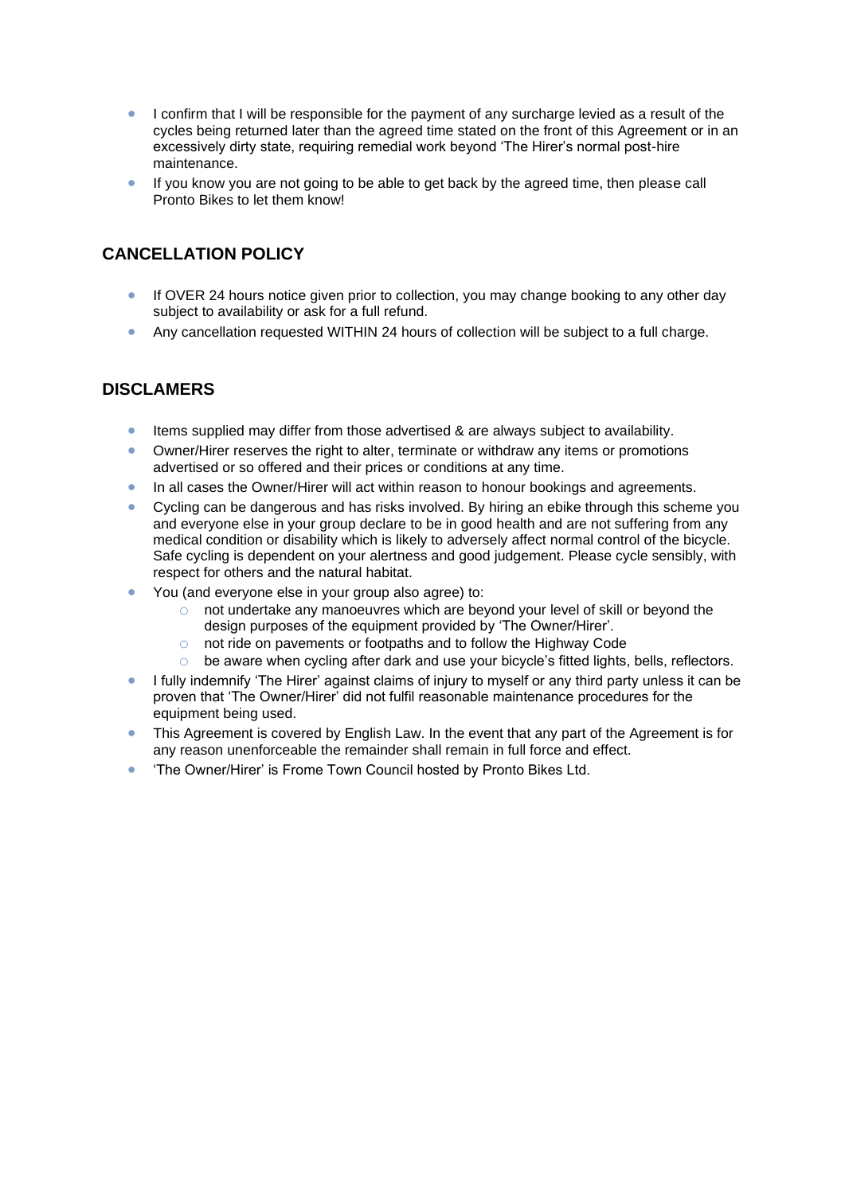- I confirm that I will be responsible for the payment of any surcharge levied as a result of the cycles being returned later than the agreed time stated on the front of this Agreement or in an excessively dirty state, requiring remedial work beyond 'The Hirer's normal post-hire maintenance.
- If you know you are not going to be able to get back by the agreed time, then please call Pronto Bikes to let them know!

## CANCELLATION POLICY

- If OVER 24 hours notice given prior to collection, you may change booking to any other day subject to availability or ask for a full refund.
- Any cancellation requested WITHIN 24 hours of collection will be subject to a full charge.

## DISCLAMERS

- Items supplied may differ from those advertised & are always subject to availability.
- Owner/Hirer reserves the right to alter, terminate or withdraw any items or promotions advertised or so offered and their prices or conditions at any time.
- In all cases the Owner/Hirer will act within reason to honour bookings and agreements.
- Cycling can be dangerous and has risks involved. By hiring an ebike through this scheme you and everyone else in your group declare to be in good health and are not suffering from any medical condition or disability which is likely to adversely affect normal control of the bicycle. Safe cycling is dependent on your alertness and good judgement. Please cycle sensibly, with respect for others and the natural habitat.
- You (and everyone else in your group also agree) to:
  - not undertake any manoeuvres which are beyond your level of skill or beyond the design purposes of the equipment provided by 'The Owner/Hirer'.
  - not ride on pavements or footpaths and to follow the Highway Code
  - be aware when cycling after dark and use your bicycle's fitted lights, bells, reflectors.
- I fully indemnify 'The Hirer' against claims of injury to myself or any third party unless it can be proven that 'The Owner/Hirer' did not fulfil reasonable maintenance procedures for the equipment being used.
- This Agreement is covered by English Law. In the event that any part of the Agreement is for any reason unenforceable the remainder shall remain in full force and effect.
- 'The Owner/Hirer' is Frome Town Council hosted by Pronto Bikes Ltd.